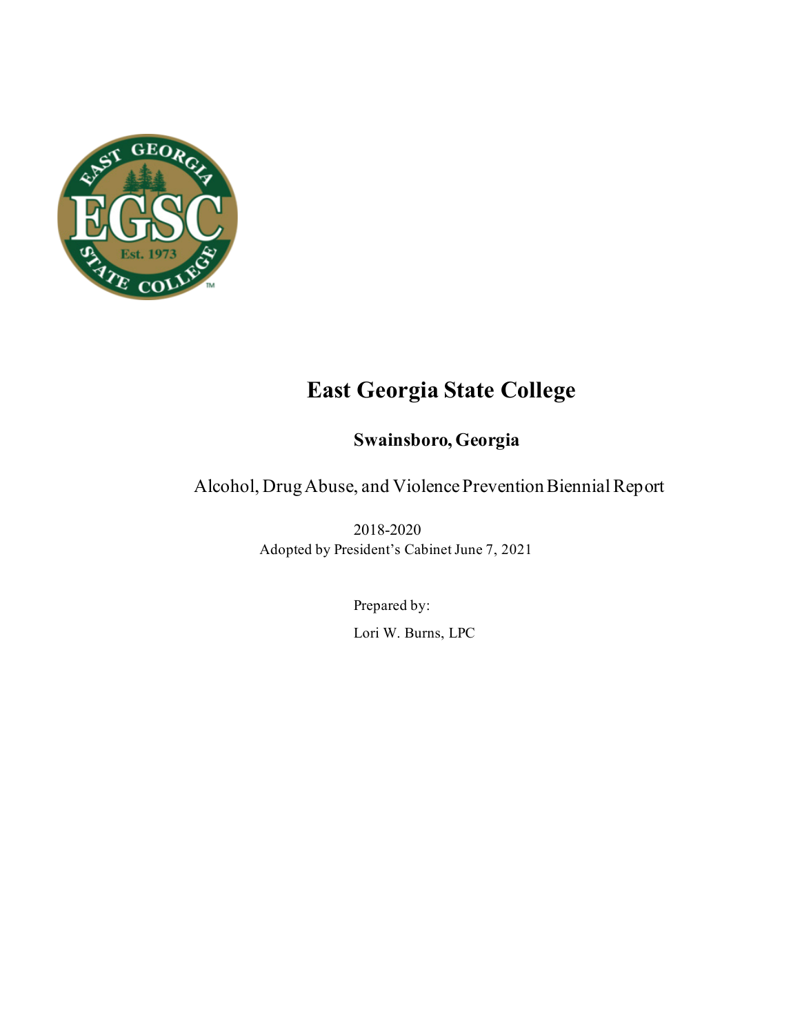# East Georgia State College

## Swainsboro, Georgia

Alcohol, Drug Abuse, and Violence Prevention Biennial Report

2018-2020

Adopted by President's Cabinet June 7, 2021

Prepared by:

Lori W. Burns, LPC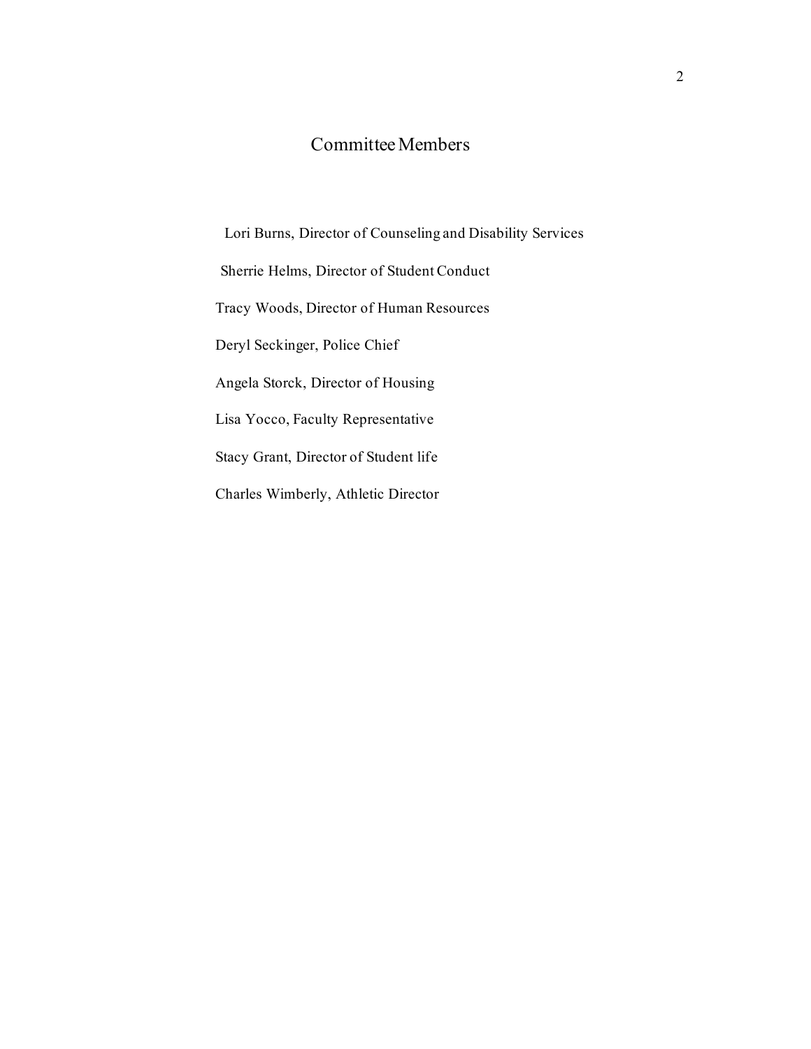# Committee Members

Lori Burns, Director of Counseling and Disability Services

Sherrie Helms, Director of Student Conduct

Tracy Woods, Director of Human Resources

Deryl Seckinger, Police Chief

Angela Storck, Director of Housing

Lisa Yocco, Faculty Representative

Stacy Grant, Director of Student life

Charles Wimberly, Athletic Director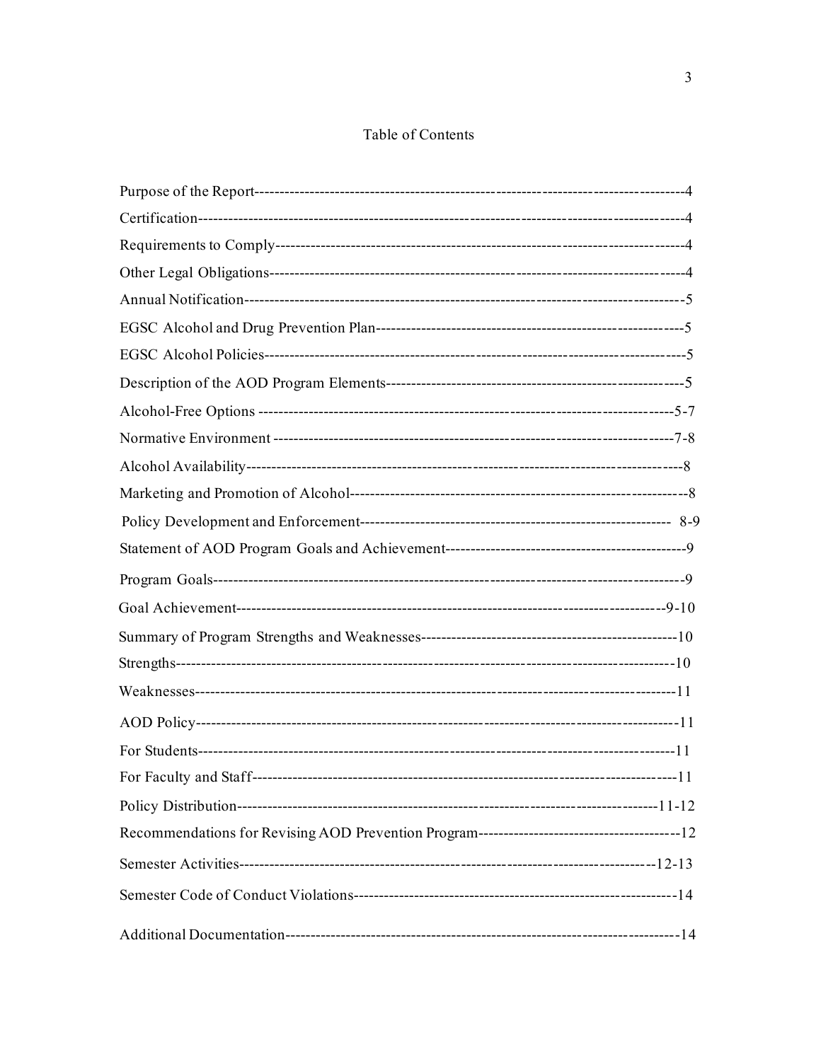# Table of Contents

| Section | Page |
|---|---|
| Purpose of the Report | 4 |
| Certification | 4 |
| Requirements to Comply | 4 |
| Other Legal Obligations | 4 |
| Annual Notification | 5 |
| EGSC Alcohol and Drug Prevention Plan | 5 |
| EGSC Alcohol Policies | 5 |
| Description of the AOD Program Elements | 5 |
| Alcohol-Free Options | 5-7 |
| Normative Environment | 7-8 |
| Alcohol Availability | 8 |
| Marketing and Promotion of Alcohol | 8 |
| Policy Development and Enforcement | 8-9 |
| Statement of AOD Program Goals and Achievement | 9 |
| Program Goals | 9 |
| Goal Achievement | 9-10 |
| Summary of Program Strengths and Weaknesses | 10 |
| Strengths | 10 |
| Weaknesses | 11 |
| AOD Policy | 11 |
| For Students | 11 |
| For Faculty and Staff | 11 |
| Policy Distribution | 11-12 |
| Recommendations for Revising AOD Prevention Program | 12 |
| Semester Activities | 12-13 |
| Semester Code of Conduct Violations | 14 |
| Additional Documentation | 14 |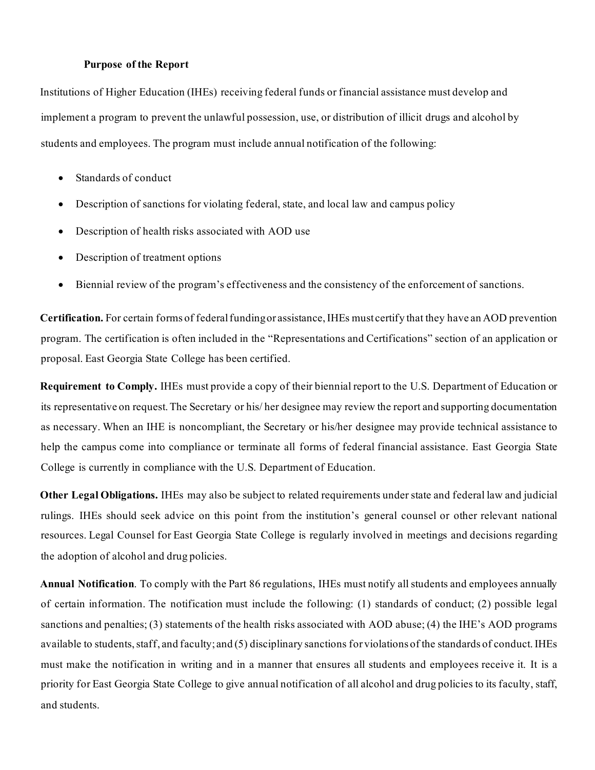## Purpose of the Report

Institutions of Higher Education (IHEs) receiving federal funds or financial assistance must develop and implement a program to prevent the unlawful possession, use, or distribution of illicit drugs and alcohol by students and employees. The program must include annual notification of the following:

- Standards of conduct
- Description of sanctions for violating federal, state, and local law and campus policy
- Description of health risks associated with AOD use
- Description of treatment options
- Biennial review of the program's effectiveness and the consistency of the enforcement of sanctions.

**Certification.** For certain forms of federal funding or assistance, IHEs must certify that they have an AOD prevention program. The certification is often included in the "Representations and Certifications" section of an application or proposal. East Georgia State College has been certified.

**Requirement to Comply.** IHEs must provide a copy of their biennial report to the U.S. Department of Education or its representative on request. The Secretary or his/ her designee may review the report and supporting documentation as necessary. When an IHE is noncompliant, the Secretary or his/her designee may provide technical assistance to help the campus come into compliance or terminate all forms of federal financial assistance. East Georgia State College is currently in compliance with the U.S. Department of Education.

**Other Legal Obligations.** IHEs may also be subject to related requirements under state and federal law and judicial rulings. IHEs should seek advice on this point from the institution's general counsel or other relevant national resources. Legal Counsel for East Georgia State College is regularly involved in meetings and decisions regarding the adoption of alcohol and drug policies.

**Annual Notification**. To comply with the Part 86 regulations, IHEs must notify all students and employees annually of certain information. The notification must include the following: (1) standards of conduct; (2) possible legal sanctions and penalties; (3) statements of the health risks associated with AOD abuse; (4) the IHE's AOD programs available to students, staff, and faculty; and (5) disciplinary sanctions for violations of the standards of conduct. IHEs must make the notification in writing and in a manner that ensures all students and employees receive it. It is a priority for East Georgia State College to give annual notification of all alcohol and drug policies to its faculty, staff, and students.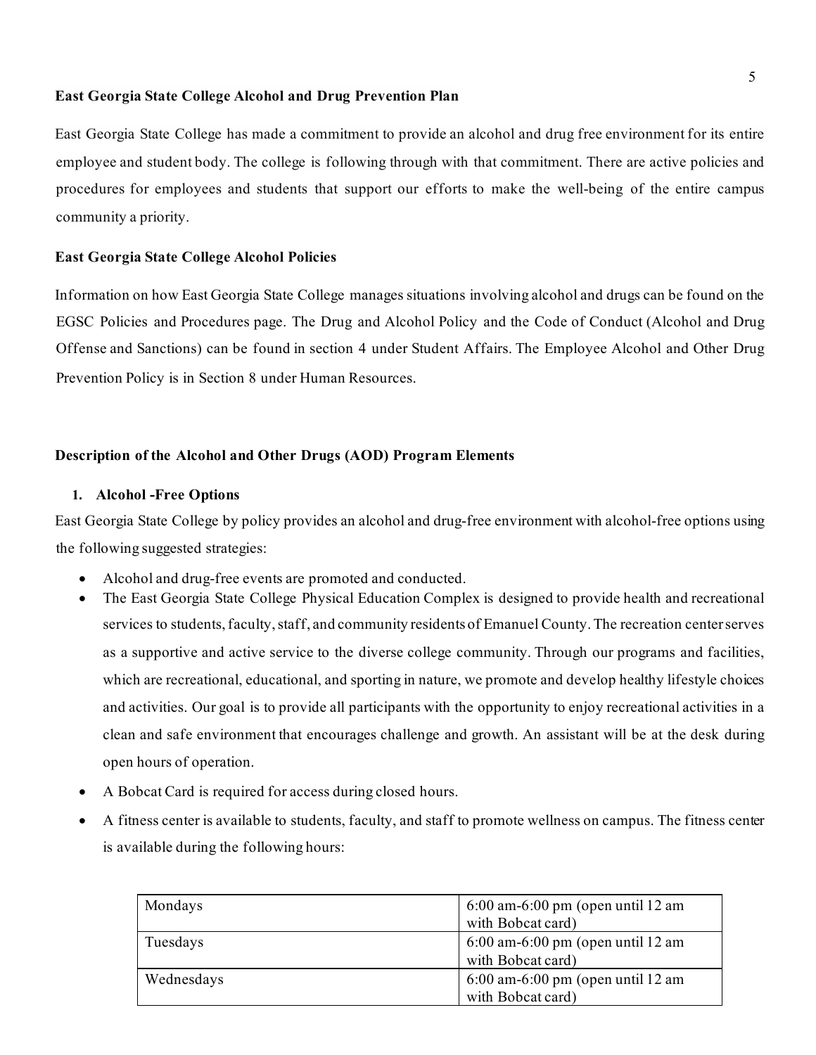**East Georgia State College Alcohol and Drug Prevention Plan**

East Georgia State College has made a commitment to provide an alcohol and drug free environment for its entire employee and student body. The college is following through with that commitment. There are active policies and procedures for employees and students that support our efforts to make the well-being of the entire campus community a priority.

**East Georgia State College Alcohol Policies**

Information on how East Georgia State College manages situations involving alcohol and drugs can be found on the EGSC Policies and Procedures page. The Drug and Alcohol Policy and the Code of Conduct (Alcohol and Drug Offense and Sanctions) can be found in section 4 under Student Affairs. The Employee Alcohol and Other Drug Prevention Policy is in Section 8 under Human Resources.

**Description of the Alcohol and Other Drugs (AOD) Program Elements**

1. **Alcohol -Free Options**

East Georgia State College by policy provides an alcohol and drug-free environment with alcohol-free options using the following suggested strategies:

- Alcohol and drug-free events are promoted and conducted.
- The East Georgia State College Physical Education Complex is designed to provide health and recreational services to students, faculty, staff, and community residents of Emanuel County. The recreation center serves as a supportive and active service to the diverse college community. Through our programs and facilities, which are recreational, educational, and sporting in nature, we promote and develop healthy lifestyle choices and activities. Our goal is to provide all participants with the opportunity to enjoy recreational activities in a clean and safe environment that encourages challenge and growth. An assistant will be at the desk during open hours of operation.
- A Bobcat Card is required for access during closed hours.
- A fitness center is available to students, faculty, and staff to promote wellness on campus. The fitness center is available during the following hours:

| | |
|---|---|
| Mondays | 6:00 am-6:00 pm (open until 12 am with Bobcat card) |
| Tuesdays | 6:00 am-6:00 pm (open until 12 am with Bobcat card) |
| Wednesdays | 6:00 am-6:00 pm (open until 12 am with Bobcat card) |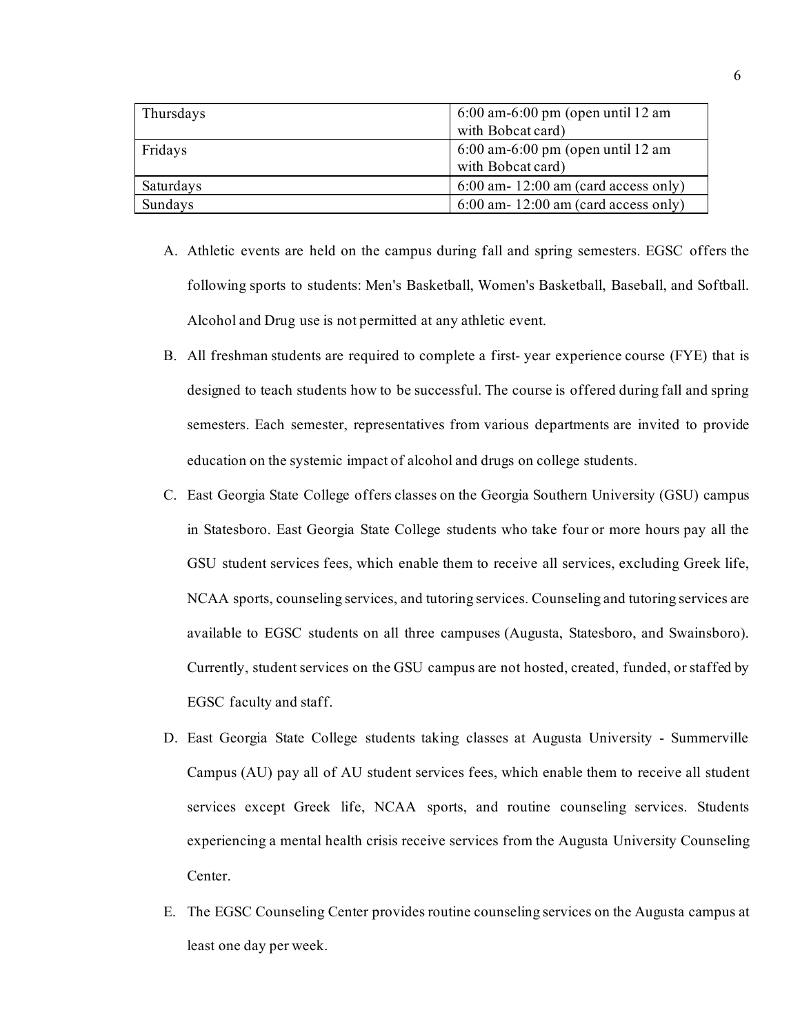| Thursdays | 6:00 am-6:00 pm (open until 12 am with Bobcat card) |
|---|---|
| Fridays | 6:00 am-6:00 pm (open until 12 am with Bobcat card) |
| Saturdays | 6:00 am- 12:00 am (card access only) |
| Sundays | 6:00 am- 12:00 am (card access only) |

A. Athletic events are held on the campus during fall and spring semesters. EGSC offers the following sports to students: Men's Basketball, Women's Basketball, Baseball, and Softball. Alcohol and Drug use is not permitted at any athletic event.

B. All freshman students are required to complete a first- year experience course (FYE) that is designed to teach students how to be successful. The course is offered during fall and spring semesters. Each semester, representatives from various departments are invited to provide education on the systemic impact of alcohol and drugs on college students.

C. East Georgia State College offers classes on the Georgia Southern University (GSU) campus in Statesboro. East Georgia State College students who take four or more hours pay all the GSU student services fees, which enable them to receive all services, excluding Greek life, NCAA sports, counseling services, and tutoring services. Counseling and tutoring services are available to EGSC students on all three campuses (Augusta, Statesboro, and Swainsboro). Currently, student services on the GSU campus are not hosted, created, funded, or staffed by EGSC faculty and staff.

D. East Georgia State College students taking classes at Augusta University - Summerville Campus (AU) pay all of AU student services fees, which enable them to receive all student services except Greek life, NCAA sports, and routine counseling services. Students experiencing a mental health crisis receive services from the Augusta University Counseling Center.

E. The EGSC Counseling Center provides routine counseling services on the Augusta campus at least one day per week.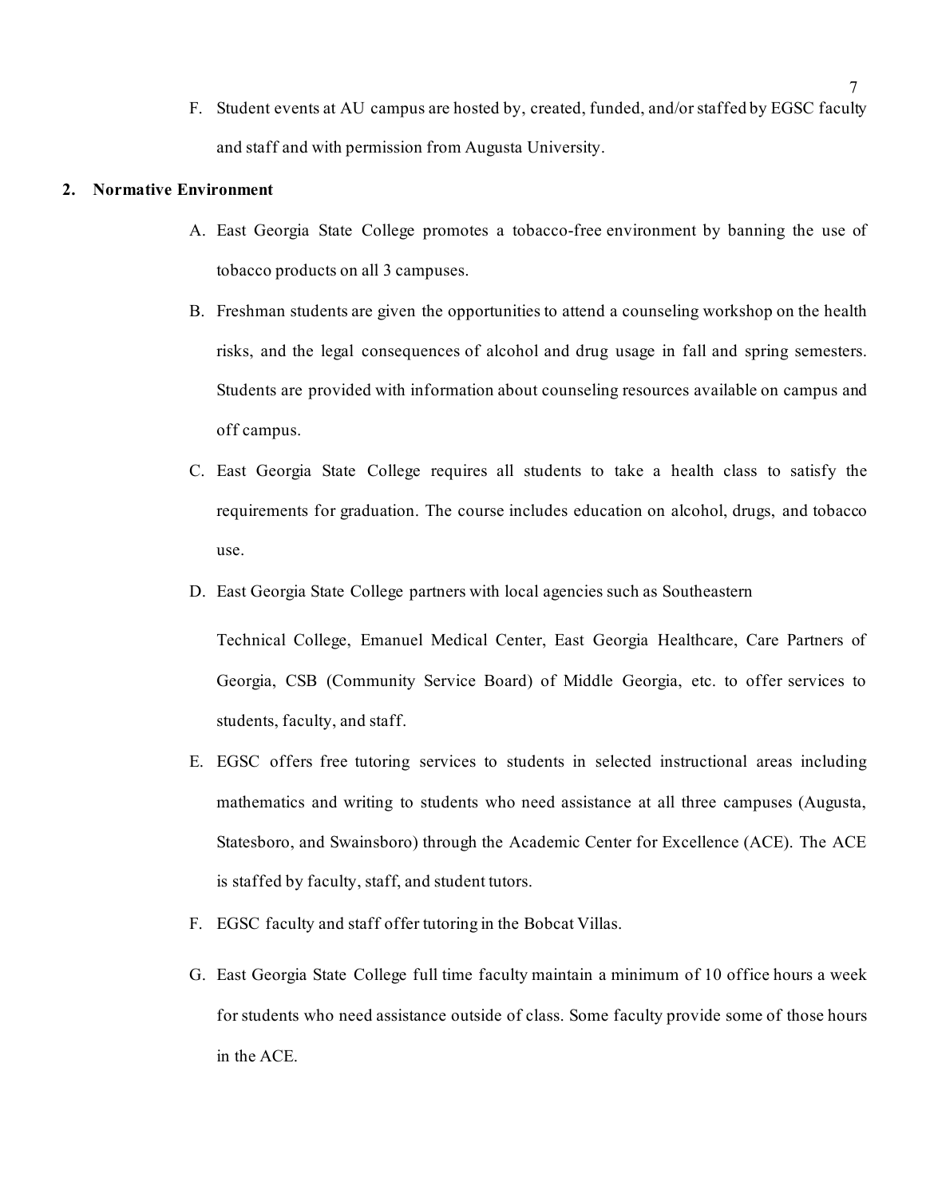F. Student events at AU campus are hosted by, created, funded, and/or staffed by EGSC faculty and staff and with permission from Augusta University.

**2. Normative Environment**

A. East Georgia State College promotes a tobacco-free environment by banning the use of tobacco products on all 3 campuses.

B. Freshman students are given the opportunities to attend a counseling workshop on the health risks, and the legal consequences of alcohol and drug usage in fall and spring semesters. Students are provided with information about counseling resources available on campus and off campus.

C. East Georgia State College requires all students to take a health class to satisfy the requirements for graduation. The course includes education on alcohol, drugs, and tobacco use.

D. East Georgia State College partners with local agencies such as Southeastern Technical College, Emanuel Medical Center, East Georgia Healthcare, Care Partners of Georgia, CSB (Community Service Board) of Middle Georgia, etc. to offer services to students, faculty, and staff.

E. EGSC offers free tutoring services to students in selected instructional areas including mathematics and writing to students who need assistance at all three campuses (Augusta, Statesboro, and Swainsboro) through the Academic Center for Excellence (ACE). The ACE is staffed by faculty, staff, and student tutors.

F. EGSC faculty and staff offer tutoring in the Bobcat Villas.

G. East Georgia State College full time faculty maintain a minimum of 10 office hours a week for students who need assistance outside of class. Some faculty provide some of those hours in the ACE.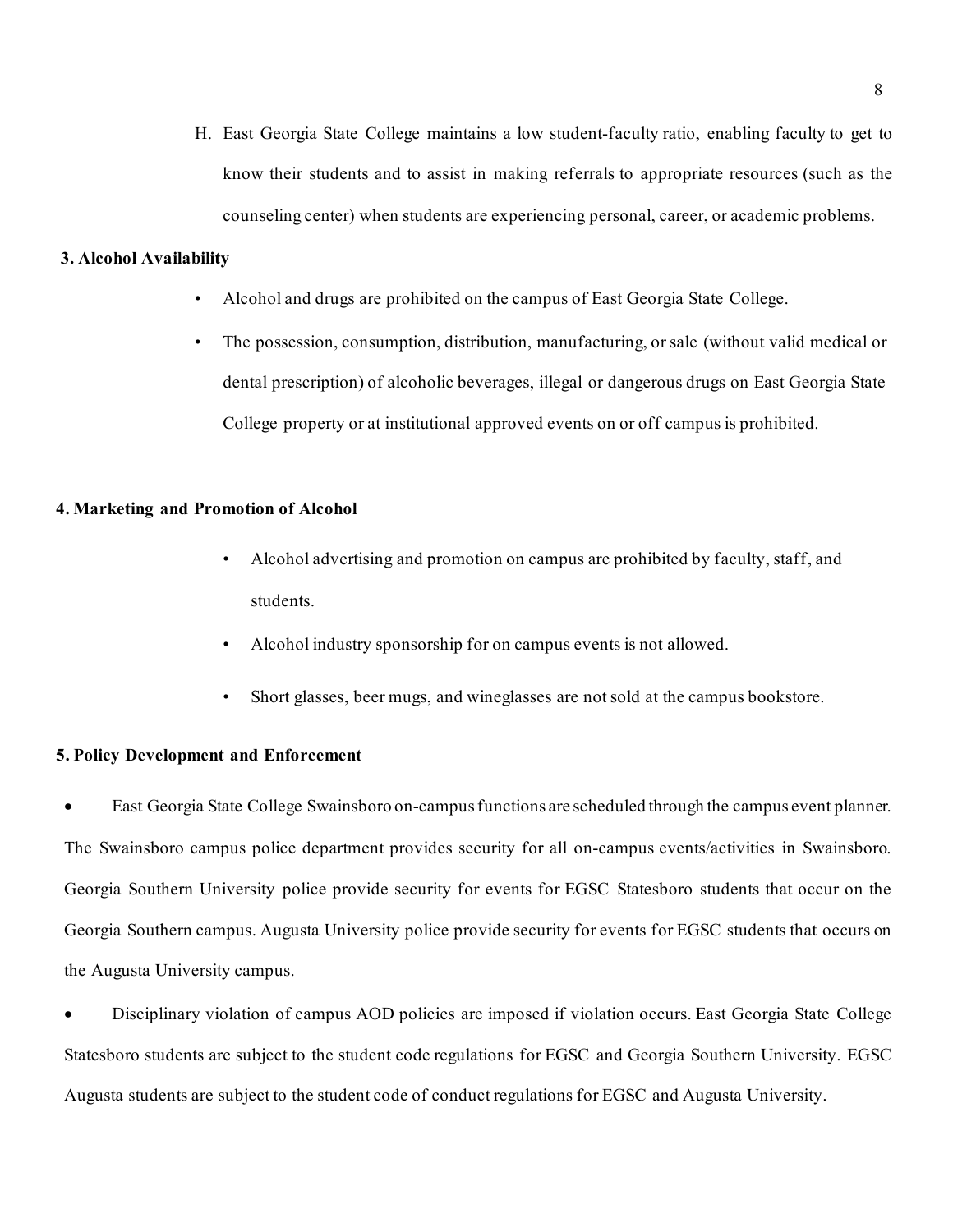H. East Georgia State College maintains a low student-faculty ratio, enabling faculty to get to know their students and to assist in making referrals to appropriate resources (such as the counseling center) when students are experiencing personal, career, or academic problems.

**3. Alcohol Availability**

- Alcohol and drugs are prohibited on the campus of East Georgia State College.
- The possession, consumption, distribution, manufacturing, or sale (without valid medical or dental prescription) of alcoholic beverages, illegal or dangerous drugs on East Georgia State College property or at institutional approved events on or off campus is prohibited.

**4. Marketing and Promotion of Alcohol**

- Alcohol advertising and promotion on campus are prohibited by faculty, staff, and students.
- Alcohol industry sponsorship for on campus events is not allowed.
- Short glasses, beer mugs, and wineglasses are not sold at the campus bookstore.

**5. Policy Development and Enforcement**

- East Georgia State College Swainsboro on-campus functions are scheduled through the campus event planner. The Swainsboro campus police department provides security for all on-campus events/activities in Swainsboro. Georgia Southern University police provide security for events for EGSC Statesboro students that occur on the Georgia Southern campus. Augusta University police provide security for events for EGSC students that occurs on the Augusta University campus.
- Disciplinary violation of campus AOD policies are imposed if violation occurs. East Georgia State College Statesboro students are subject to the student code regulations for EGSC and Georgia Southern University. EGSC Augusta students are subject to the student code of conduct regulations for EGSC and Augusta University.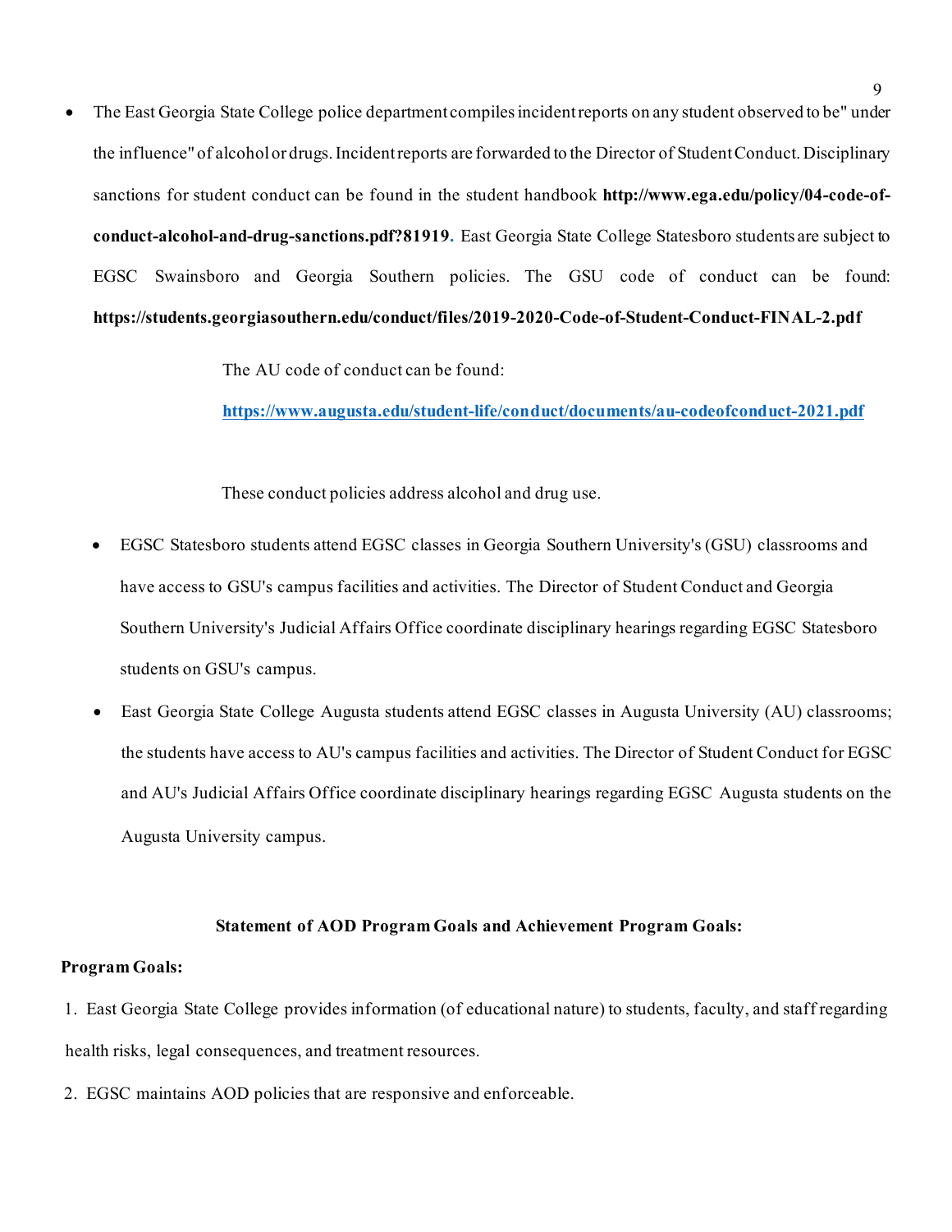- The East Georgia State College police department compiles incident reports on any student observed to be" under the influence" of alcohol or drugs. Incident reports are forwarded to the Director of Student Conduct. Disciplinary sanctions for student conduct can be found in the student handbook **http://www.ega.edu/policy/04-code-of-conduct-alcohol-and-drug-sanctions.pdf?81919.** East Georgia State College Statesboro students are subject to EGSC Swainsboro and Georgia Southern policies. The GSU code of conduct can be found: **https://students.georgiasouthern.edu/conduct/files/2019-2020-Code-of-Student-Conduct-FINAL-2.pdf**

  The AU code of conduct can be found:

  **https://www.augusta.edu/student-life/conduct/documents/au-codeofconduct-2021.pdf**

  These conduct policies address alcohol and drug use.

  - EGSC Statesboro students attend EGSC classes in Georgia Southern University's (GSU) classrooms and have access to GSU's campus facilities and activities. The Director of Student Conduct and Georgia Southern University's Judicial Affairs Office coordinate disciplinary hearings regarding EGSC Statesboro students on GSU's campus.
  - East Georgia State College Augusta students attend EGSC classes in Augusta University (AU) classrooms; the students have access to AU's campus facilities and activities. The Director of Student Conduct for EGSC and AU's Judicial Affairs Office coordinate disciplinary hearings regarding EGSC Augusta students on the Augusta University campus.

**Statement of AOD Program Goals and Achievement Program Goals:**

**Program Goals:**

1. East Georgia State College provides information (of educational nature) to students, faculty, and staff regarding health risks, legal consequences, and treatment resources.
2. EGSC maintains AOD policies that are responsive and enforceable.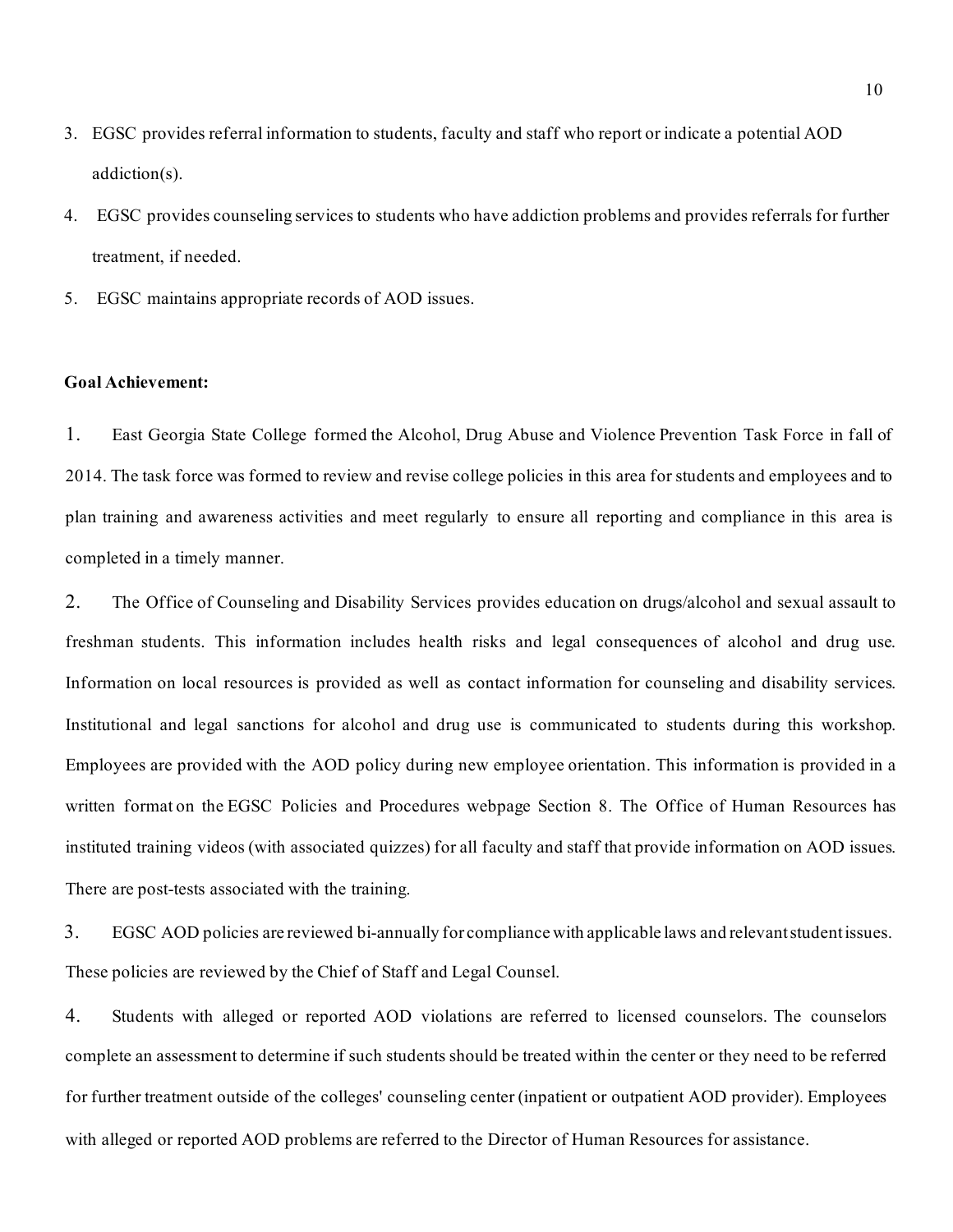3. EGSC provides referral information to students, faculty and staff who report or indicate a potential AOD addiction(s).
4. EGSC provides counseling services to students who have addiction problems and provides referrals for further treatment, if needed.
5. EGSC maintains appropriate records of AOD issues.

**Goal Achievement:**

1. East Georgia State College formed the Alcohol, Drug Abuse and Violence Prevention Task Force in fall of 2014. The task force was formed to review and revise college policies in this area for students and employees and to plan training and awareness activities and meet regularly to ensure all reporting and compliance in this area is completed in a timely manner.

2. The Office of Counseling and Disability Services provides education on drugs/alcohol and sexual assault to freshman students. This information includes health risks and legal consequences of alcohol and drug use. Information on local resources is provided as well as contact information for counseling and disability services. Institutional and legal sanctions for alcohol and drug use is communicated to students during this workshop. Employees are provided with the AOD policy during new employee orientation. This information is provided in a written format on the EGSC Policies and Procedures webpage Section 8. The Office of Human Resources has instituted training videos (with associated quizzes) for all faculty and staff that provide information on AOD issues. There are post-tests associated with the training.

3. EGSC AOD policies are reviewed bi-annually for compliance with applicable laws and relevant student issues. These policies are reviewed by the Chief of Staff and Legal Counsel.

4. Students with alleged or reported AOD violations are referred to licensed counselors. The counselors complete an assessment to determine if such students should be treated within the center or they need to be referred for further treatment outside of the colleges' counseling center (inpatient or outpatient AOD provider). Employees with alleged or reported AOD problems are referred to the Director of Human Resources for assistance.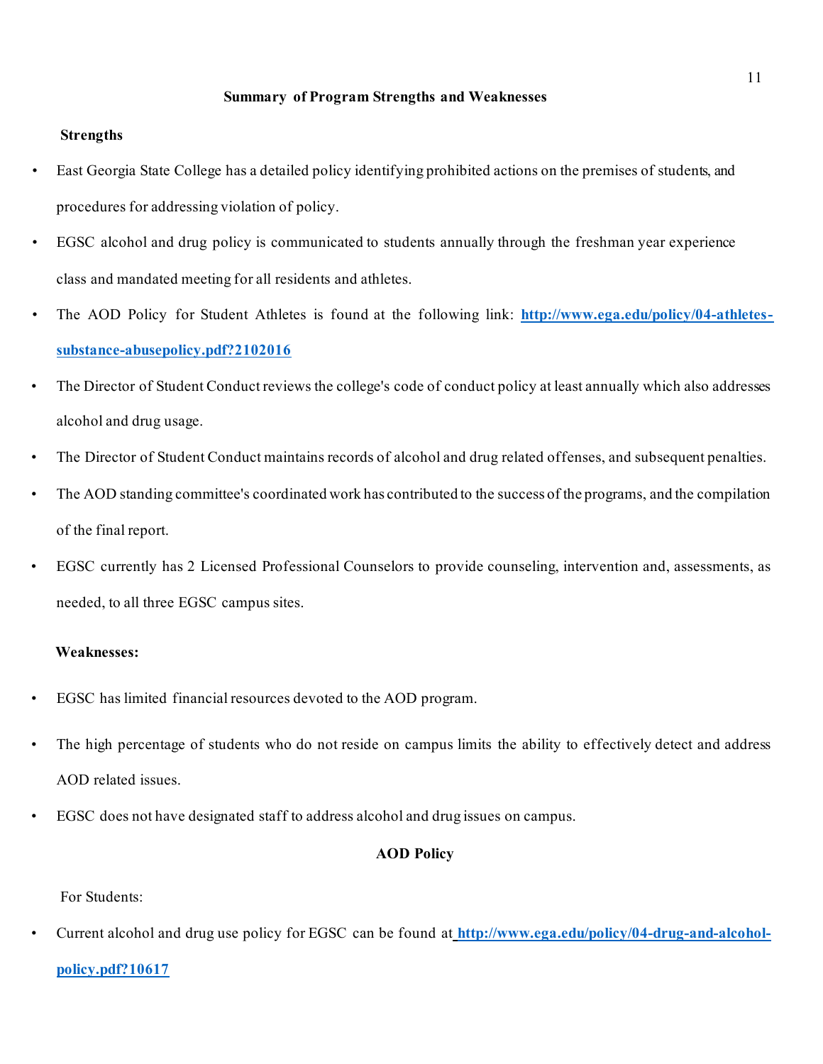## Summary of Program Strengths and Weaknesses

**Strengths**

- East Georgia State College has a detailed policy identifying prohibited actions on the premises of students, and procedures for addressing violation of policy.
- EGSC alcohol and drug policy is communicated to students annually through the freshman year experience class and mandated meeting for all residents and athletes.
- The AOD Policy for Student Athletes is found at the following link: **http://www.ega.edu/policy/04-athletes-substance-abusepolicy.pdf?2102016**
- The Director of Student Conduct reviews the college's code of conduct policy at least annually which also addresses alcohol and drug usage.
- The Director of Student Conduct maintains records of alcohol and drug related offenses, and subsequent penalties.
- The AOD standing committee's coordinated work has contributed to the success of the programs, and the compilation of the final report.
- EGSC currently has 2 Licensed Professional Counselors to provide counseling, intervention and, assessments, as needed, to all three EGSC campus sites.

**Weaknesses:**

- EGSC has limited financial resources devoted to the AOD program.
- The high percentage of students who do not reside on campus limits the ability to effectively detect and address AOD related issues.
- EGSC does not have designated staff to address alcohol and drug issues on campus.

## AOD Policy

For Students:

- Current alcohol and drug use policy for EGSC can be found at **http://www.ega.edu/policy/04-drug-and-alcohol-policy.pdf?10617**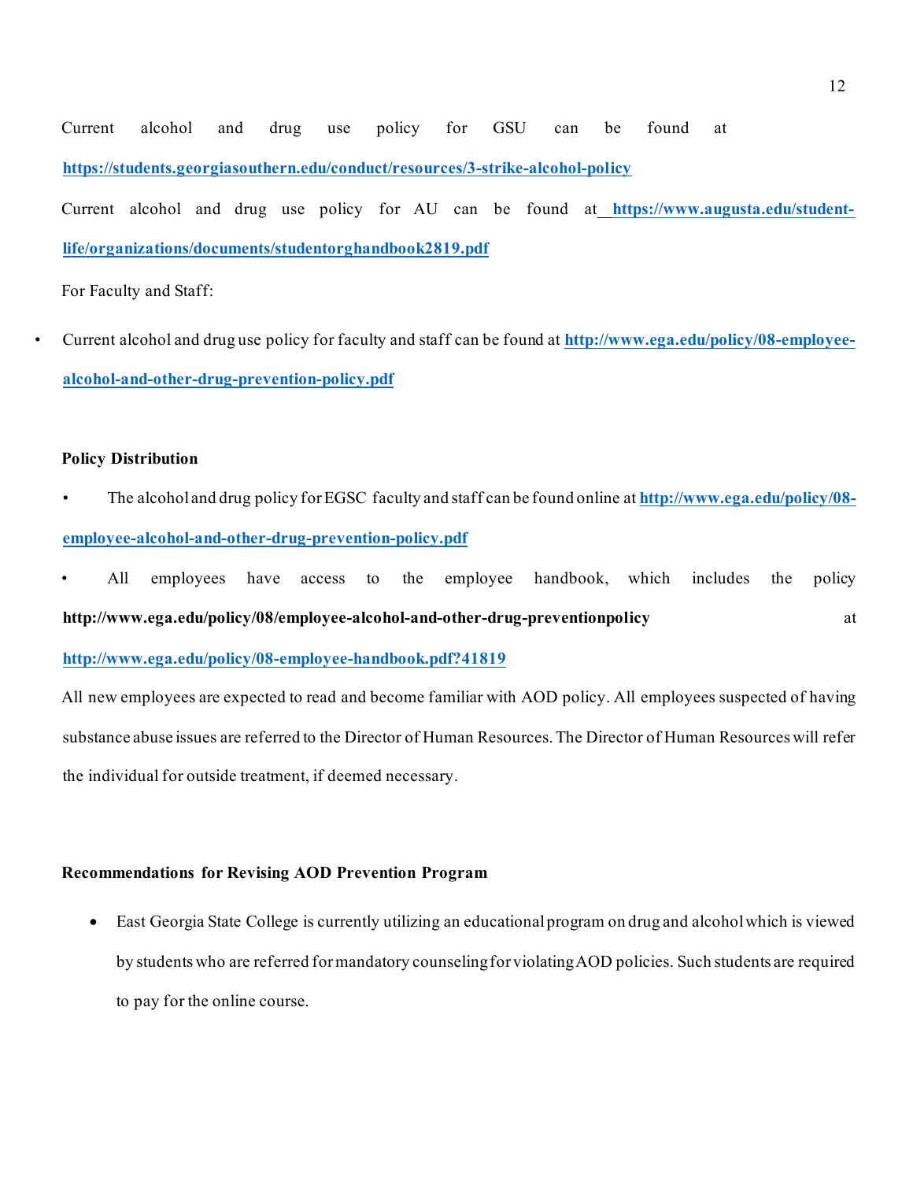Current alcohol and drug use policy for GSU can be found at **https://students.georgiasouthern.edu/conduct/resources/3-strike-alcohol-policy**

Current alcohol and drug use policy for AU can be found at **https://www.augusta.edu/student-life/organizations/documents/studentorghandbook2819.pdf**

For Faculty and Staff:

- Current alcohol and drug use policy for faculty and staff can be found at **http://www.ega.edu/policy/08-employee-alcohol-and-other-drug-prevention-policy.pdf**

**Policy Distribution**

- The alcohol and drug policy for EGSC faculty and staff can be found online at **http://www.ega.edu/policy/08-employee-alcohol-and-other-drug-prevention-policy.pdf**
- All employees have access to the employee handbook, which includes the policy **http://www.ega.edu/policy/08/employee-alcohol-and-other-drug-preventionpolicy** at **http://www.ega.edu/policy/08-employee-handbook.pdf?41819**

All new employees are expected to read and become familiar with AOD policy. All employees suspected of having substance abuse issues are referred to the Director of Human Resources. The Director of Human Resources will refer the individual for outside treatment, if deemed necessary.

**Recommendations for Revising AOD Prevention Program**

- East Georgia State College is currently utilizing an educational program on drug and alcohol which is viewed by students who are referred for mandatory counseling for violating AOD policies. Such students are required to pay for the online course.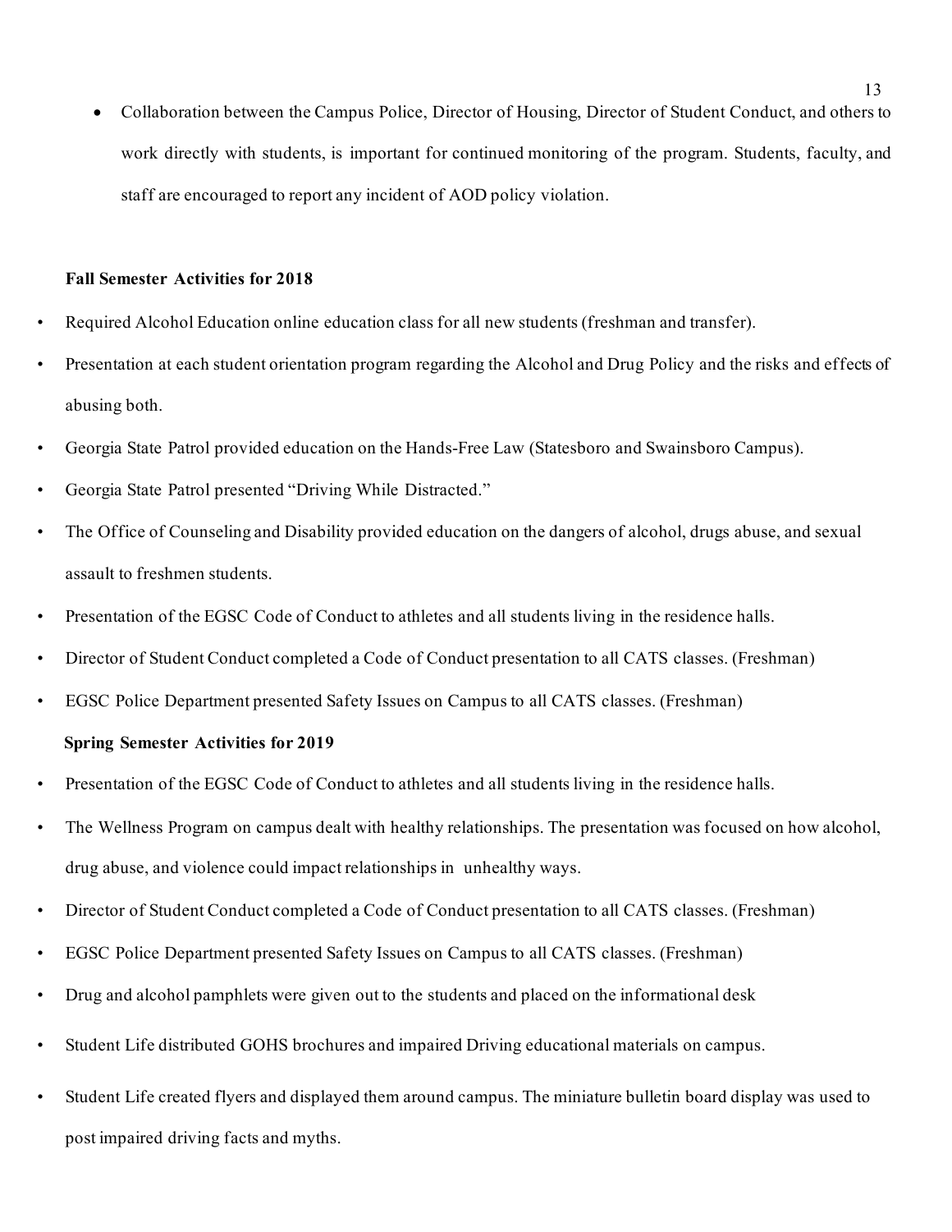- Collaboration between the Campus Police, Director of Housing, Director of Student Conduct, and others to work directly with students, is important for continued monitoring of the program. Students, faculty, and staff are encouraged to report any incident of AOD policy violation.

**Fall Semester Activities for 2018**

- Required Alcohol Education online education class for all new students (freshman and transfer).
- Presentation at each student orientation program regarding the Alcohol and Drug Policy and the risks and effects of abusing both.
- Georgia State Patrol provided education on the Hands-Free Law (Statesboro and Swainsboro Campus).
- Georgia State Patrol presented "Driving While Distracted."
- The Office of Counseling and Disability provided education on the dangers of alcohol, drugs abuse, and sexual assault to freshmen students.
- Presentation of the EGSC Code of Conduct to athletes and all students living in the residence halls.
- Director of Student Conduct completed a Code of Conduct presentation to all CATS classes. (Freshman)
- EGSC Police Department presented Safety Issues on Campus to all CATS classes. (Freshman)

**Spring Semester Activities for 2019**

- Presentation of the EGSC Code of Conduct to athletes and all students living in the residence halls.
- The Wellness Program on campus dealt with healthy relationships. The presentation was focused on how alcohol, drug abuse, and violence could impact relationships in unhealthy ways.
- Director of Student Conduct completed a Code of Conduct presentation to all CATS classes. (Freshman)
- EGSC Police Department presented Safety Issues on Campus to all CATS classes. (Freshman)
- Drug and alcohol pamphlets were given out to the students and placed on the informational desk
- Student Life distributed GOHS brochures and impaired Driving educational materials on campus.
- Student Life created flyers and displayed them around campus. The miniature bulletin board display was used to post impaired driving facts and myths.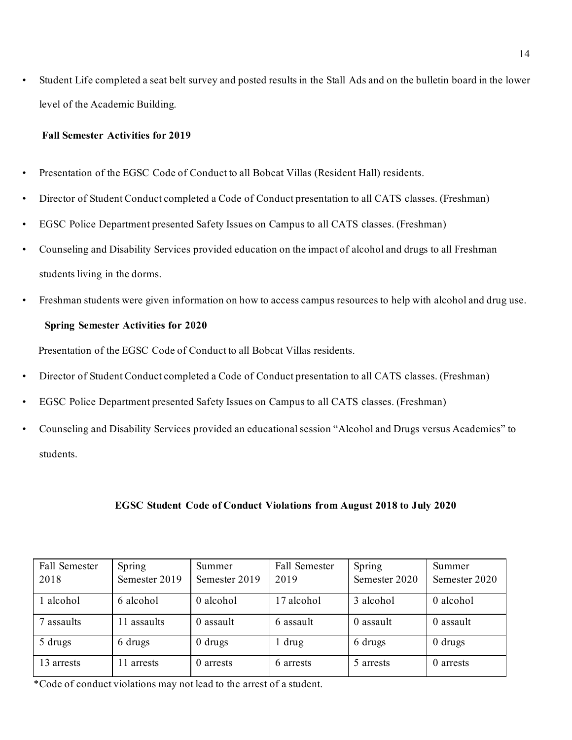- Student Life completed a seat belt survey and posted results in the Stall Ads and on the bulletin board in the lower level of the Academic Building.

**Fall Semester Activities for 2019**

- Presentation of the EGSC Code of Conduct to all Bobcat Villas (Resident Hall) residents.
- Director of Student Conduct completed a Code of Conduct presentation to all CATS classes. (Freshman)
- EGSC Police Department presented Safety Issues on Campus to all CATS classes. (Freshman)
- Counseling and Disability Services provided education on the impact of alcohol and drugs to all Freshman students living in the dorms.
- Freshman students were given information on how to access campus resources to help with alcohol and drug use.

**Spring Semester Activities for 2020**

Presentation of the EGSC Code of Conduct to all Bobcat Villas residents.

- Director of Student Conduct completed a Code of Conduct presentation to all CATS classes. (Freshman)
- EGSC Police Department presented Safety Issues on Campus to all CATS classes. (Freshman)
- Counseling and Disability Services provided an educational session "Alcohol and Drugs versus Academics" to students.

**EGSC Student Code of Conduct Violations from August 2018 to July 2020**

| Fall Semester 2018 | Spring Semester 2019 | Summer Semester 2019 | Fall Semester 2019 | Spring Semester 2020 | Summer Semester 2020 |
|---|---|---|---|---|---|
| 1 alcohol | 6 alcohol | 0 alcohol | 17 alcohol | 3 alcohol | 0 alcohol |
| 7 assaults | 11 assaults | 0 assault | 6 assault | 0 assault | 0 assault |
| 5 drugs | 6 drugs | 0 drugs | 1 drug | 6 drugs | 0 drugs |
| 13 arrests | 11 arrests | 0 arrests | 6 arrests | 5 arrests | 0 arrests |

*Code of conduct violations may not lead to the arrest of a student.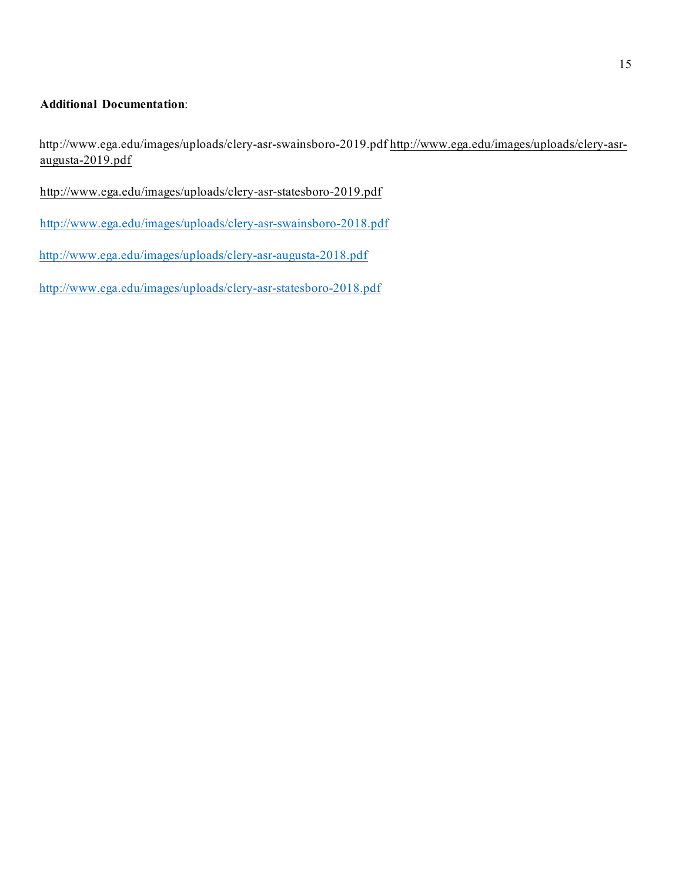**Additional Documentation**:

http://www.ega.edu/images/uploads/clery-asr-swainsboro-2019.pdf http://www.ega.edu/images/uploads/clery-asr-augusta-2019.pdf

http://www.ega.edu/images/uploads/clery-asr-statesboro-2019.pdf

http://www.ega.edu/images/uploads/clery-asr-swainsboro-2018.pdf

http://www.ega.edu/images/uploads/clery-asr-augusta-2018.pdf

http://www.ega.edu/images/uploads/clery-asr-statesboro-2018.pdf